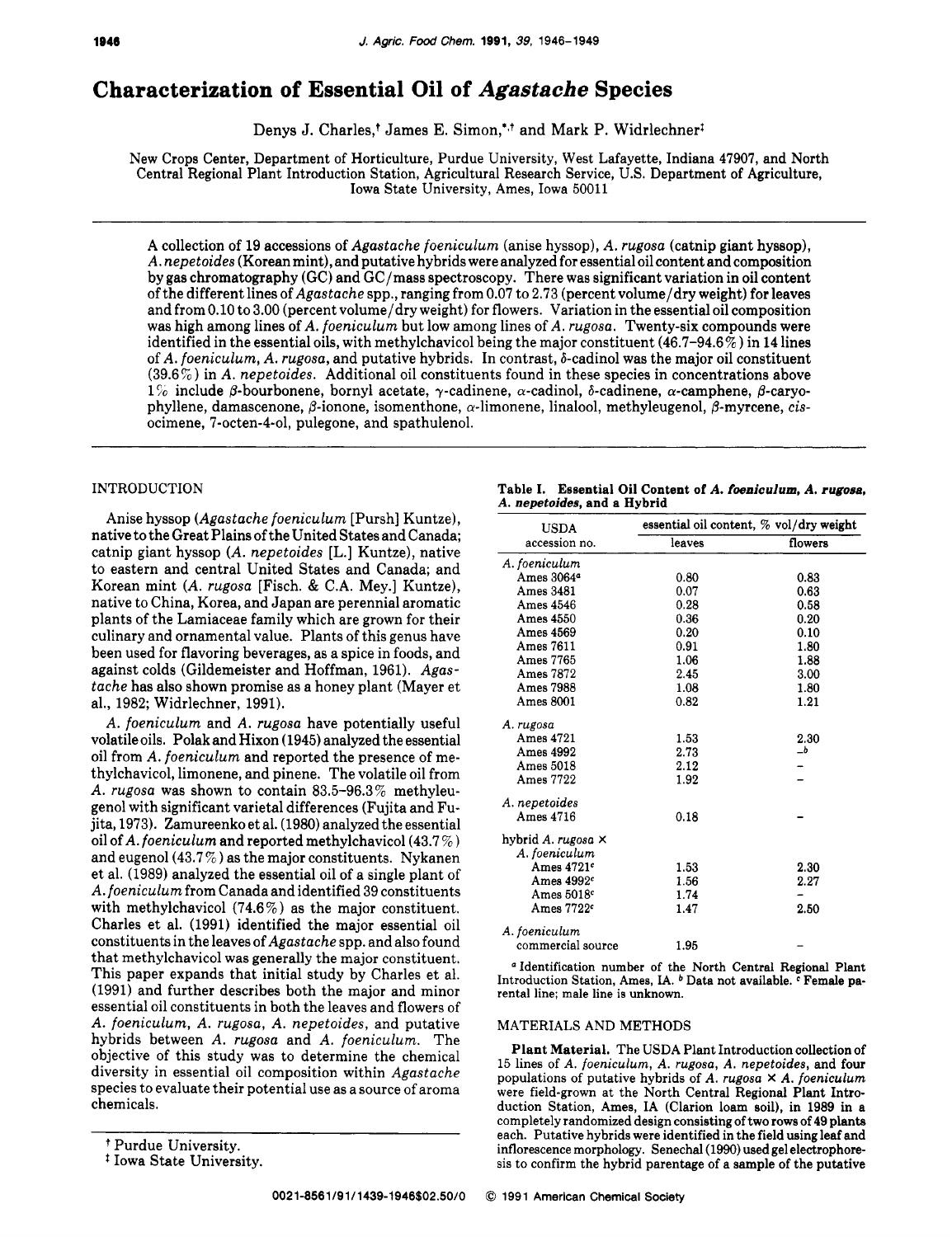# Characterization of Essential Oil of *Agastache* Species

Denys J. Charles,[†] James E. Simon,[*,†] and Mark P. Widrlechner[‡]

New Crops Center, Department of Horticulture, Purdue University, West Lafayette, Indiana 47907, and North Central Regional Plant Introduction Station, Agricultural Research Service, U.S. Department of Agriculture, Iowa State University, Ames, Iowa 50011

A collection of 19 accessions of *Agastache foeniculum* (anise hyssop), *A. rugosa* (catnip giant hyssop), *A. nepetoides* (Korean mint), and putative hybrids were analyzed for essential oil content and composition by gas chromatography (GC) and GC/mass spectroscopy. There was significant variation in oil content of the different lines of *Agastache* spp., ranging from 0.07 to 2.73 (percent volume/dry weight) for leaves and from 0.10 to 3.00 (percent volume/dry weight) for flowers. Variation in the essential oil composition was high among lines of *A. foeniculum* but low among lines of *A. rugosa*. Twenty-six compounds were identified in the essential oils, with methylchavicol being the major constituent (46.7–94.6%) in 14 lines of *A. foeniculum*, *A. rugosa*, and putative hybrids. In contrast, δ-cadinol was the major oil constituent (39.6%) in *A. nepetoides*. Additional oil constituents found in these species in concentrations above 1% include β-bourbonene, bornyl acetate, γ-cadinene, α-cadinol, δ-cadinene, α-camphene, β-caryophyllene, damascenone, β-ionone, isomenthone, α-limonene, linalool, methyleugenol, β-myrcene, *cis*-ocimene, 7-octen-4-ol, pulegone, and spathulenol.

## INTRODUCTION

Anise hyssop (*Agastache foeniculum* [Pursh] Kuntze), native to the Great Plains of the United States and Canada; catnip giant hyssop (*A. nepetoides* [L.] Kuntze), native to eastern and central United States and Canada; and Korean mint (*A. rugosa* [Fisch. & C.A. Mey.] Kuntze), native to China, Korea, and Japan are perennial aromatic plants of the Lamiaceae family which are grown for their culinary and ornamental value. Plants of this genus have been used for flavoring beverages, as a spice in foods, and against colds (Gildemeister and Hoffman, 1961). *Agastache* has also shown promise as a honey plant (Mayer et al., 1982; Widrlechner, 1991).

*A. foeniculum* and *A. rugosa* have potentially useful volatile oils. Polak and Hixon (1945) analyzed the essential oil from *A. foeniculum* and reported the presence of methylchavicol, limonene, and pinene. The volatile oil from *A. rugosa* was shown to contain 83.5–96.3% methyleugenol with significant varietal differences (Fujita and Fujita, 1973). Zamureenko et al. (1980) analyzed the essential oil of *A. foeniculum* and reported methylchavicol (43.7%) and eugenol (43.7%) as the major constituents. Nykanen et al. (1989) analyzed the essential oil of a single plant of *A. foeniculum* from Canada and identified 39 constituents with methylchavicol (74.6%) as the major constituent. Charles et al. (1991) identified the major essential oil constituents in the leaves of *Agastache* spp. and also found that methylchavicol was generally the major constituent. This paper expands that initial study by Charles et al. (1991) and further describes both the major and minor essential oil constituents in both the leaves and flowers of *A. foeniculum*, *A. rugosa*, *A. nepetoides*, and putative hybrids between *A. rugosa* and *A. foeniculum*. The objective of this study was to determine the chemical diversity in essential oil composition within *Agastache* species to evaluate their potential use as a source of aroma chemicals.

**Table I. Essential Oil Content of *A. foeniculum*, *A. rugosa*, *A. nepetoides*, and a Hybrid**

| USDA accession no. | essential oil content, % vol/dry weight | |
|---|---|---|
| | leaves | flowers |
| *A. foeniculum* | | |
| Ames 3064[a] | 0.80 | 0.83 |
| Ames 3481 | 0.07 | 0.63 |
| Ames 4546 | 0.28 | 0.58 |
| Ames 4550 | 0.36 | 0.20 |
| Ames 4569 | 0.20 | 0.10 |
| Ames 7611 | 0.91 | 1.80 |
| Ames 7765 | 1.06 | 1.88 |
| Ames 7872 | 2.45 | 3.00 |
| Ames 7988 | 1.08 | 1.80 |
| Ames 8001 | 0.82 | 1.21 |
| *A. rugosa* | | |
| Ames 4721 | 1.53 | 2.30 |
| Ames 4992 | 2.73 | –[b] |
| Ames 5018 | 2.12 | – |
| Ames 7722 | 1.92 | – |
| *A. nepetoides* | | |
| Ames 4716 | 0.18 | – |
| hybrid *A. rugosa* × *A. foeniculum* | | |
| Ames 4721[c] | 1.53 | 2.30 |
| Ames 4992[c] | 1.56 | 2.27 |
| Ames 5018[c] | 1.74 | – |
| Ames 7722[c] | 1.47 | 2.50 |
| *A. foeniculum* | | |
| commercial source | 1.95 | – |

[a] Identification number of the North Central Regional Plant Introduction Station, Ames, IA. [b] Data not available. [c] Female parental line; male line is unknown.

## MATERIALS AND METHODS

**Plant Material.** The USDA Plant Introduction collection of 15 lines of *A. foeniculum*, *A. rugosa*, *A. nepetoides*, and four populations of putative hybrids of *A. rugosa* × *A. foeniculum* were field-grown at the North Central Regional Plant Introduction Station, Ames, IA (Clarion loam soil), in 1989 in a completely randomized design consisting of two rows of 49 plants each. Putative hybrids were identified in the field using leaf and inflorescence morphology. Senechal (1990) used gel electrophoresis to confirm the hybrid parentage of a sample of the putative

[†] Purdue University.

[‡] Iowa State University.

0021-8561/91/1439-1946$02.50/0 © 1991 American Chemical Society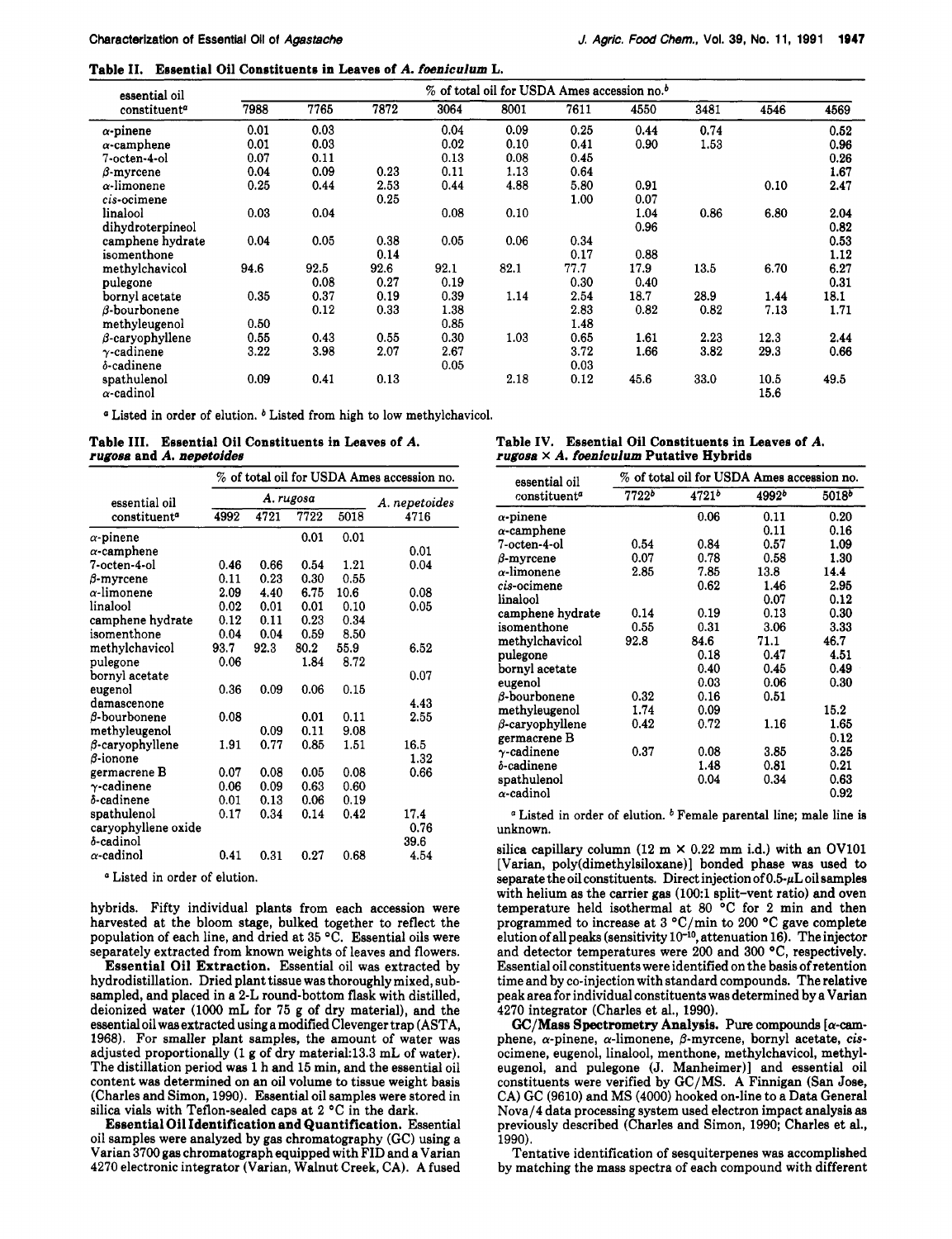**Table II. Essential Oil Constituents in Leaves of *A. foeniculum* L.**

| essential oil constituent[a] | % of total oil for USDA Ames accession no.[b] | | | | | | | | | |
|---|---|---|---|---|---|---|---|---|---|---|
| | 7988 | 7765 | 7872 | 3064 | 8001 | 7611 | 4550 | 3481 | 4546 | 4569 |
| α-pinene | 0.01 | 0.03 | | 0.04 | 0.09 | 0.25 | 0.44 | 0.74 | | 0.52 |
| α-camphene | 0.01 | 0.03 | | 0.02 | 0.10 | 0.41 | 0.90 | 1.53 | | 0.96 |
| 7-octen-4-ol | 0.07 | 0.11 | | 0.13 | 0.08 | 0.45 | | | | 0.26 |
| β-myrcene | 0.04 | 0.09 | 0.23 | 0.11 | 1.13 | 0.64 | | | | 1.67 |
| α-limonene | 0.25 | 0.44 | 2.53 | 0.44 | 4.88 | 5.80 | 0.91 | | 0.10 | 2.47 |
| *cis*-ocimene | | | 0.25 | | | 1.00 | 0.07 | | | |
| linalool | 0.03 | 0.04 | | 0.08 | 0.10 | | 1.04 | 0.86 | 6.80 | 2.04 |
| dihydroterpineol | | | | | | | 0.96 | | | 0.82 |
| camphene hydrate | 0.04 | 0.05 | 0.38 | 0.05 | 0.06 | 0.34 | | | | 0.53 |
| isomenthone | | | 0.14 | | | 0.17 | 0.88 | | | 1.12 |
| methylchavicol | 94.6 | 92.5 | 92.6 | 92.1 | 82.1 | 77.7 | 17.9 | 13.5 | 6.70 | 6.27 |
| pulegone | | 0.08 | 0.27 | 0.19 | | 0.30 | 0.40 | | | 0.31 |
| bornyl acetate | 0.35 | 0.37 | 0.19 | 0.39 | 1.14 | 2.54 | 18.7 | 28.9 | 1.44 | 18.1 |
| β-bourbonene | | 0.12 | 0.33 | 1.38 | | 2.83 | 0.82 | 0.82 | 7.13 | 1.71 |
| methyleugenol | 0.50 | | | 0.85 | | 1.48 | | | | |
| β-caryophyllene | 0.55 | 0.43 | 0.55 | 0.30 | 1.03 | 0.65 | 1.61 | 2.23 | 12.3 | 2.44 |
| γ-cadinene | 3.22 | 3.98 | 2.07 | 2.67 | | 3.72 | 1.66 | 3.82 | 29.3 | 0.66 |
| δ-cadinene | | | | 0.05 | | 0.03 | | | | |
| spathulenol | 0.09 | 0.41 | 0.13 | | 2.18 | 0.12 | 45.6 | 33.0 | 10.5 | 49.5 |
| α-cadinol | | | | | | | | | 15.6 | |

[a] Listed in order of elution. [b] Listed from high to low methylchavicol.

**Table III. Essential Oil Constituents in Leaves of *A. rugosa* and *A. nepetoides***

| essential oil constituent[a] | % of total oil for USDA Ames accession no. | | | | |
|---|---|---|---|---|---|
| | *A. rugosa* | | | | *A. nepetoides* |
| | 4992 | 4721 | 7722 | 5018 | 4716 |
| α-pinene | | | 0.01 | 0.01 | |
| α-camphene | | | | | 0.01 |
| 7-octen-4-ol | 0.46 | 0.66 | 0.54 | 1.21 | 0.04 |
| β-myrcene | 0.11 | 0.23 | 0.30 | 0.55 | |
| α-limonene | 2.09 | 4.40 | 6.75 | 10.6 | 0.08 |
| linalool | 0.02 | 0.01 | 0.01 | 0.10 | 0.05 |
| camphene hydrate | 0.12 | 0.11 | 0.23 | 0.34 | |
| isomenthone | 0.04 | 0.04 | 0.59 | 8.50 | |
| methylchavicol | 93.7 | 92.3 | 80.2 | 55.9 | 6.52 |
| pulegone | 0.06 | | 1.84 | 8.72 | |
| bornyl acetate | | | | | 0.07 |
| eugenol | 0.36 | 0.09 | 0.06 | 0.15 | |
| damascenone | | | | | 4.43 |
| β-bourbonene | 0.08 | | 0.01 | 0.11 | 2.55 |
| methyleugenol | | 0.09 | 0.11 | 9.08 | |
| β-caryophyllene | 1.91 | 0.77 | 0.85 | 1.51 | 16.5 |
| β-ionone | | | | | 1.32 |
| germacrene B | 0.07 | 0.08 | 0.05 | 0.08 | 0.66 |
| γ-cadinene | 0.06 | 0.09 | 0.63 | 0.60 | |
| δ-cadinene | 0.01 | 0.13 | 0.06 | 0.19 | |
| spathulenol | 0.17 | 0.34 | 0.14 | 0.42 | 17.4 |
| caryophyllene oxide | | | | | 0.76 |
| δ-cadinol | | | | | 39.6 |
| α-cadinol | 0.41 | 0.31 | 0.27 | 0.68 | 4.54 |

[a] Listed in order of elution.

**Table IV. Essential Oil Constituents in Leaves of *A. rugosa* × *A. foeniculum* Putative Hybrids**

| essential oil constituent[a] | % of total oil for USDA Ames accession no. | | | |
|---|---|---|---|---|
| | 7722[b] | 4721[b] | 4992[b] | 5018[b] |
| α-pinene | | 0.06 | 0.11 | 0.20 |
| α-camphene | | | 0.11 | 0.16 |
| 7-octen-4-ol | 0.54 | 0.84 | 0.57 | 1.09 |
| β-myrcene | 0.07 | 0.78 | 0.58 | 1.30 |
| α-limonene | 2.85 | 7.85 | 13.8 | 14.4 |
| *cis*-ocimene | | 0.62 | 1.46 | 2.95 |
| linalool | | | 0.07 | 0.12 |
| camphene hydrate | 0.14 | 0.19 | 0.13 | 0.30 |
| isomenthone | 0.55 | 0.31 | 3.06 | 3.33 |
| methylchavicol | 92.8 | 84.6 | 71.1 | 46.7 |
| pulegone | | 0.18 | 0.47 | 4.51 |
| bornyl acetate | | 0.40 | 0.45 | 0.49 |
| eugenol | | 0.03 | 0.06 | 0.30 |
| β-bourbonene | 0.32 | 0.16 | 0.51 | |
| methyleugenol | 1.74 | 0.09 | | 15.2 |
| β-caryophyllene | 0.42 | 0.72 | 1.16 | 1.65 |
| germacrene B | | | | 0.12 |
| γ-cadinene | 0.37 | 0.08 | 3.85 | 3.25 |
| δ-cadinene | | 1.48 | 0.81 | 0.21 |
| spathulenol | | 0.04 | 0.34 | 0.63 |
| α-cadinol | | | | 0.92 |

[a] Listed in order of elution. [b] Female parental line; male line is unknown.

hybrids. Fifty individual plants from each accession were harvested at the bloom stage, bulked together to reflect the population of each line, and dried at 35 °C. Essential oils were separately extracted from known weights of leaves and flowers.

**Essential Oil Extraction.** Essential oil was extracted by hydrodistillation. Dried plant tissue was thoroughly mixed, subsampled, and placed in a 2-L round-bottom flask with distilled, deionized water (1000 mL for 75 g of dry material), and the essential oil was extracted using a modified Clevenger trap (ASTA, 1968). For smaller plant samples, the amount of water was adjusted proportionally (1 g of dry material:13.3 mL of water). The distillation period was 1 h and 15 min, and the essential oil content was determined on an oil volume to tissue weight basis (Charles and Simon, 1990). Essential oil samples were stored in silica vials with Teflon-sealed caps at 2 °C in the dark.

**Essential Oil Identification and Quantification.** Essential oil samples were analyzed by gas chromatography (GC) using a Varian 3700 gas chromatograph equipped with FID and a Varian 4270 electronic integrator (Varian, Walnut Creek, CA). A fused silica capillary column (12 m × 0.22 mm i.d.) with an OV101 [Varian, poly(dimethylsiloxane)] bonded phase was used to separate the oil constituents. Direct injection of 0.5-μL oil samples with helium as the carrier gas (100:1 split-vent ratio) and oven temperature held isothermal at 80 °C for 2 min and then programmed to increase at 3 °C/min to 200 °C gave complete elution of all peaks (sensitivity $10^{-10}$, attenuation 16). The injector and detector temperatures were 200 and 300 °C, respectively. Essential oil constituents were identified on the basis of retention time and by co-injection with standard compounds. The relative peak area for individual constituents was determined by a Varian 4270 integrator (Charles et al., 1990).

**GC/Mass Spectrometry Analysis.** Pure compounds [α-camphene, α-pinene, α-limonene, β-myrcene, bornyl acetate, *cis*-ocimene, eugenol, linalool, menthone, methylchavicol, methyleugenol, and pulegone (J. Manheimer)] and essential oil constituents were verified by GC/MS. A Finnigan (San Jose, CA) GC (9610) and MS (4000) hooked on-line to a Data General Nova/4 data processing system used electron impact analysis as previously described (Charles and Simon, 1990; Charles et al., 1990).

Tentative identification of sesquiterpenes was accomplished by matching the mass spectra of each compound with different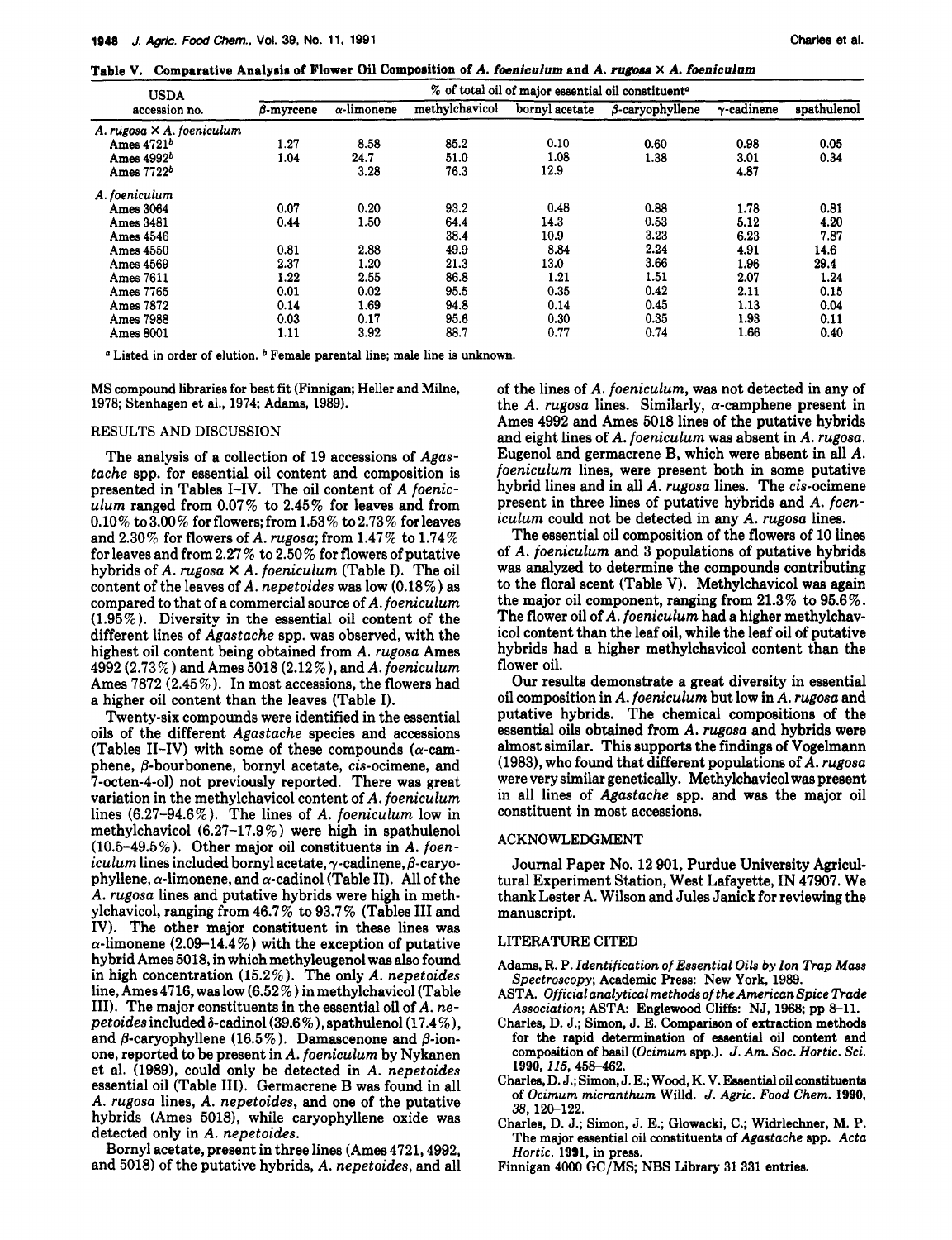**Table V. Comparative Analysis of Flower Oil Composition of *A. foeniculum* and *A. rugosa* × *A. foeniculum***

| USDA accession no. | % of total oil of major essential oil constituent[a] | | | | | | |
|---|---|---|---|---|---|---|---|
| | β-myrcene | α-limonene | methylchavicol | bornyl acetate | β-caryophyllene | γ-cadinene | spathulenol |
| *A. rugosa* × *A. foeniculum* | | | | | | | |
| Ames 4721[b] | 1.27 | 8.58 | 85.2 | 0.10 | 0.60 | 0.98 | 0.05 |
| Ames 4992[b] | 1.04 | 24.7 | 51.0 | 1.08 | 1.38 | 3.01 | 0.34 |
| Ames 7722[b] | | 3.28 | 76.3 | 12.9 | | 4.87 | |
| *A. foeniculum* | | | | | | | |
| Ames 3064 | 0.07 | 0.20 | 93.2 | 0.48 | 0.88 | 1.78 | 0.81 |
| Ames 3481 | 0.44 | 1.50 | 64.4 | 14.3 | 0.53 | 5.12 | 4.20 |
| Ames 4546 | | | 38.4 | 10.9 | 3.23 | 6.23 | 7.87 |
| Ames 4550 | 0.81 | 2.88 | 49.9 | 8.84 | 2.24 | 4.91 | 14.6 |
| Ames 4569 | 2.37 | 1.20 | 21.3 | 13.0 | 3.66 | 1.96 | 29.4 |
| Ames 7611 | 1.22 | 2.55 | 86.8 | 1.21 | 1.51 | 2.07 | 1.24 |
| Ames 7765 | 0.01 | 0.02 | 95.5 | 0.35 | 0.42 | 2.11 | 0.15 |
| Ames 7872 | 0.14 | 1.69 | 94.8 | 0.14 | 0.45 | 1.13 | 0.04 |
| Ames 7988 | 0.03 | 0.17 | 95.6 | 0.30 | 0.35 | 1.93 | 0.11 |
| Ames 8001 | 1.11 | 3.92 | 88.7 | 0.77 | 0.74 | 1.66 | 0.40 |

[a] Listed in order of elution. [b] Female parental line; male line is unknown.

MS compound libraries for best fit (Finnigan; Heller and Milne, 1978; Stenhagen et al., 1974; Adams, 1989).

## RESULTS AND DISCUSSION

The analysis of a collection of 19 accessions of *Agastache* spp. for essential oil content and composition is presented in Tables I–IV. The oil content of *A foeniculum* ranged from 0.07% to 2.45% for leaves and from 0.10% to 3.00% for flowers; from 1.53% to 2.73% for leaves and 2.30% for flowers of *A. rugosa*; from 1.47% to 1.74% for leaves and from 2.27% to 2.50% for flowers of putative hybrids of *A. rugosa* × *A. foeniculum* (Table I). The oil content of the leaves of *A. nepetoides* was low (0.18%) as compared to that of a commercial source of *A. foeniculum* (1.95%). Diversity in the essential oil content of the different lines of *Agastache* spp. was observed, with the highest oil content being obtained from *A. rugosa* Ames 4992 (2.73%) and Ames 5018 (2.12%), and *A. foeniculum* Ames 7872 (2.45%). In most accessions, the flowers had a higher oil content than the leaves (Table I).

Twenty-six compounds were identified in the essential oils of the different *Agastache* species and accessions (Tables II–IV) with some of these compounds (α-camphene, β-bourbonene, bornyl acetate, *cis*-ocimene, and 7-octen-4-ol) not previously reported. There was great variation in the methylchavicol content of *A. foeniculum* lines (6.27–94.6%). The lines of *A. foeniculum* low in methylchavicol (6.27–17.9%) were high in spathulenol (10.5–49.5%). Other major oil constituents in *A. foeniculum* lines included bornyl acetate, γ-cadinene, β-caryophyllene, α-limonene, and α-cadinol (Table II). All of the *A. rugosa* lines and putative hybrids were high in methylchavicol, ranging from 46.7% to 93.7% (Tables III and IV). The other major constituent in these lines was α-limonene (2.09–14.4%) with the exception of putative hybrid Ames 5018, in which methyleugenol was also found in high concentration (15.2%). The only *A. nepetoides* line, Ames 4716, was low (6.52%) in methylchavicol (Table III). The major constituents in the essential oil of *A. nepetoides* included δ-cadinol (39.6%), spathulenol (17.4%), and β-caryophyllene (16.5%). Damascenone and β-ionone, reported to be present in *A. foeniculum* by Nykanen et al. (1989), could only be detected in *A. nepetoides* essential oil (Table III). Germacrene B was found in all *A. rugosa* lines, *A. nepetoides*, and one of the putative hybrids (Ames 5018), while caryophyllene oxide was detected only in *A. nepetoides*.

Bornyl acetate, present in three lines (Ames 4721, 4992, and 5018) of the putative hybrids, *A. nepetoides*, and all of the lines of *A. foeniculum*, was not detected in any of the *A. rugosa* lines. Similarly, α-camphene present in Ames 4992 and Ames 5018 lines of the putative hybrids and eight lines of *A. foeniculum* was absent in *A. rugosa*. Eugenol and germacrene B, which were absent in all *A. foeniculum* lines, were present both in some putative hybrid lines and in all *A. rugosa* lines. The *cis*-ocimene present in three lines of putative hybrids and *A. foeniculum* could not be detected in any *A. rugosa* lines.

The essential oil composition of the flowers of 10 lines of *A. foeniculum* and 3 populations of putative hybrids was analyzed to determine the compounds contributing to the floral scent (Table V). Methylchavicol was again the major oil component, ranging from 21.3% to 95.6%. The flower oil of *A. foeniculum* had a higher methylchavicol content than the leaf oil, while the leaf oil of putative hybrids had a higher methylchavicol content than the flower oil.

Our results demonstrate a great diversity in essential oil composition in *A. foeniculum* but low in *A. rugosa* and putative hybrids. The chemical compositions of the essential oils obtained from *A. rugosa* and hybrids were almost similar. This supports the findings of Vogelmann (1983), who found that different populations of *A. rugosa* were very similar genetically. Methylchavicol was present in all lines of *Agastache* spp. and was the major oil constituent in most accessions.

## ACKNOWLEDGMENT

Journal Paper No. 12 901, Purdue University Agricultural Experiment Station, West Lafayette, IN 47907. We thank Lester A. Wilson and Jules Janick for reviewing the manuscript.

## LITERATURE CITED

Adams, R. P. *Identification of Essential Oils by Ion Trap Mass Spectroscopy*; Academic Press: New York, 1989.

ASTA. *Official analytical methods of the American Spice Trade Association*; ASTA: Englewood Cliffs: NJ, 1968; pp 8–11.

Charles, D. J.; Simon, J. E. Comparison of extraction methods for the rapid determination of essential oil content and composition of basil (*Ocimum* spp.). *J. Am. Soc. Hortic. Sci.* **1990**, *115*, 458–462.

Charles, D. J.; Simon, J. E.; Wood, K. V. Essential oil constituents of *Ocimum micranthum* Willd. *J. Agric. Food Chem.* **1990**, *38*, 120–122.

Charles, D. J.; Simon, J. E.; Glowacki, C.; Widrlechner, M. P. The major essential oil constituents of *Agastache* spp. *Acta Hortic.* **1991**, in press.

Finnigan 4000 GC/MS; NBS Library 31 331 entries.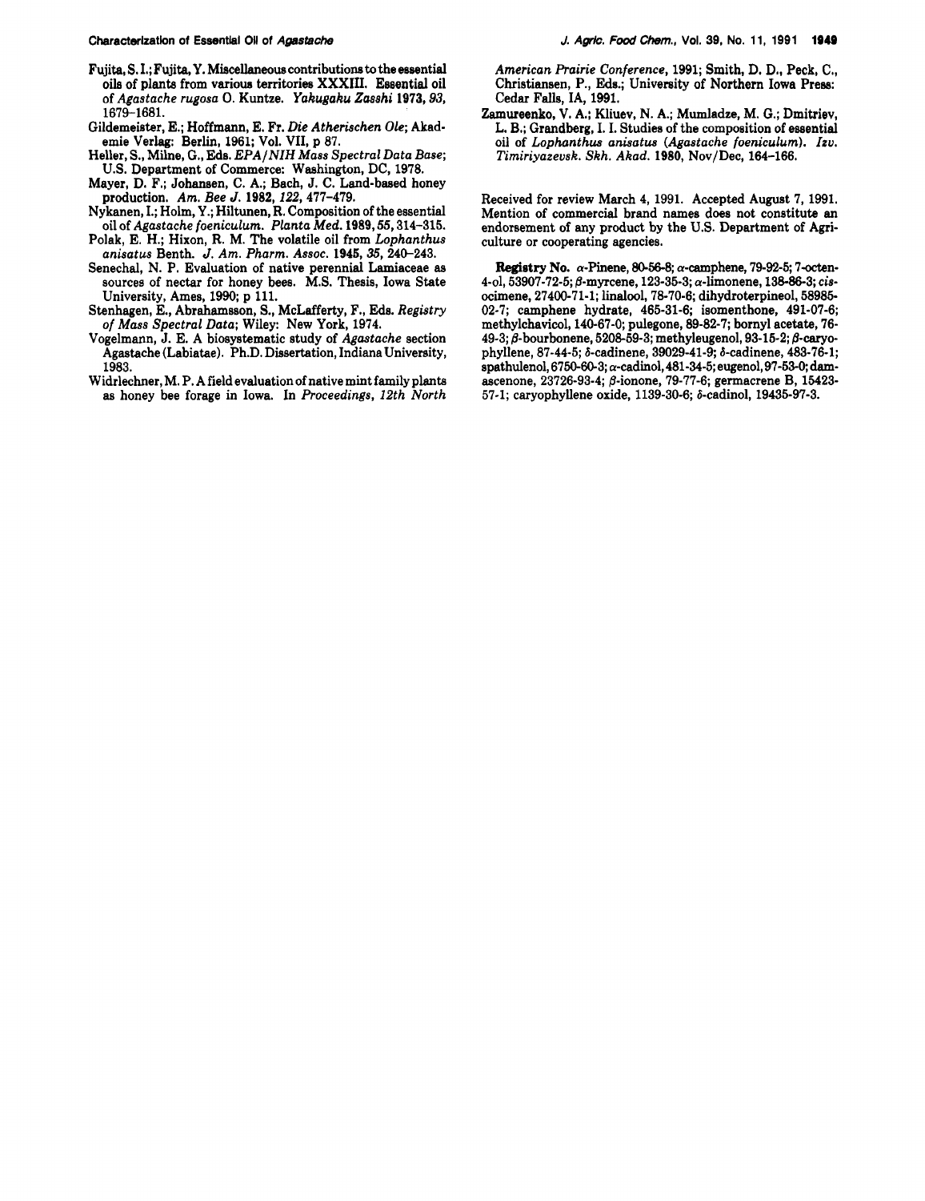Fujita, S. I.; Fujita, Y. Miscellaneous contributions to the essential oils of plants from various territories XXXIII. Essential oil of *Agastache rugosa* O. Kuntze. *Yakugaku Zasshi* **1973**, *93*, 1679–1681.

Gildemeister, E.; Hoffmann, E. Fr. *Die Atherischen Ole*; Akademie Verlag: Berlin, 1961; Vol. VII, p 87.

Heller, S., Milne, G., Eds. *EPA/NIH Mass Spectral Data Base*; U.S. Department of Commerce: Washington, DC, 1978.

Mayer, D. F.; Johansen, C. A.; Bach, J. C. Land-based honey production. *Am. Bee J.* **1982**, *122*, 477–479.

Nykanen, I.; Holm, Y.; Hiltunen, R. Composition of the essential oil of *Agastache foeniculum*. *Planta Med.* **1989**, *55*, 314–315.

Polak, E. H.; Hixon, R. M. The volatile oil from *Lophanthus anisatus* Benth. *J. Am. Pharm. Assoc.* **1945**, *35*, 240–243.

Senechal, N. P. Evaluation of native perennial Lamiaceae as sources of nectar for honey bees. M.S. Thesis, Iowa State University, Ames, 1990; p 111.

Stenhagen, E., Abrahamsson, S., McLafferty, F., Eds. *Registry of Mass Spectral Data*; Wiley: New York, 1974.

Vogelmann, J. E. A biosystematic study of *Agastache* section Agastache (Labiatae). Ph.D. Dissertation, Indiana University, 1983.

Widrlechner, M. P. A field evaluation of native mint family plants as honey bee forage in Iowa. In *Proceedings, 12th North American Prairie Conference*, 1991; Smith, D. D., Peck, C., Christiansen, P., Eds.; University of Northern Iowa Press: Cedar Falls, IA, 1991.

Zamureenko, V. A.; Kliuev, N. A.; Mumladze, M. G.; Dmitriev, L. B.; Grandberg, I. I. Studies of the composition of essential oil of *Lophanthus anisatus* (*Agastache foeniculum*). *Izv. Timiriyazevsk. Skh. Akad.* **1980**, Nov/Dec, 164–166.

Received for review March 4, 1991. Accepted August 7, 1991. Mention of commercial brand names does not constitute an endorsement of any product by the U.S. Department of Agriculture or cooperating agencies.

**Registry No.** α-Pinene, 80-56-8; α-camphene, 79-92-5; 7-octen-4-ol, 53907-72-5; β-myrcene, 123-35-3; α-limonene, 138-86-3; *cis*-ocimene, 27400-71-1; linalool, 78-70-6; dihydroterpineol, 58985-02-7; camphene hydrate, 465-31-6; isomenthone, 491-07-6; methylchavicol, 140-67-0; pulegone, 89-82-7; bornyl acetate, 76-49-3; β-bourbonene, 5208-59-3; methyleugenol, 93-15-2; β-caryophyllene, 87-44-5; δ-cadinene, 39029-41-9; δ-cadinene, 483-76-1; spathulenol, 6750-60-3; α-cadinol, 481-34-5; eugenol, 97-53-0; damascenone, 23726-93-4; β-ionone, 79-77-6; germacrene B, 15423-57-1; caryophyllene oxide, 1139-30-6; δ-cadinol, 19435-97-3.